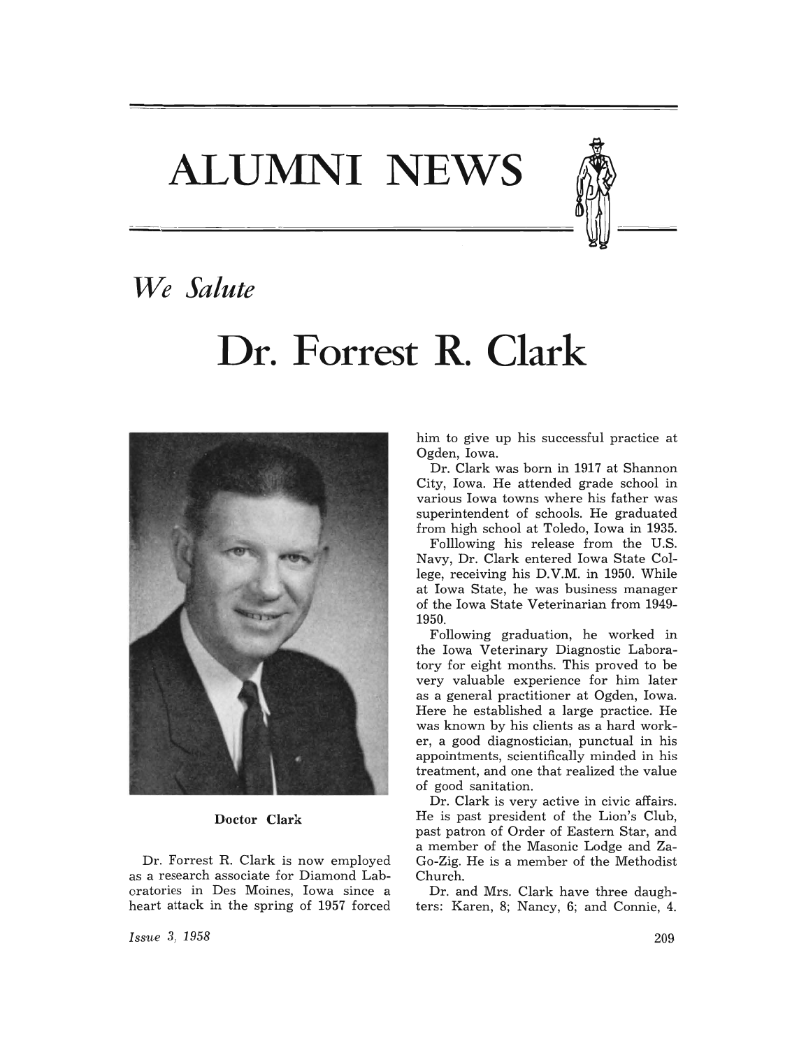# ALUMNI NEWS

*We Salute*

## Dr. Forrest R. Clark

Doctor Clark

Dr. Forrest R. Clark is now employed as a research associate for Diamond Laboratories in Des Moines, Iowa since a heart attack in the spring of 1957 forced him to give up his successful practice at Ogden, Iowa.

Dr. Clark was born in 1917 at Shannon City, Iowa. He attended grade school in various Iowa towns where his father was superintendent of schools. He graduated from high school at Toledo, Iowa in 1935.

Folllowing his release from the U.S. Navy, Dr. Clark entered Iowa State College, receiving his D.V.M. in 1950. While at Iowa State, he was business manager of the Iowa State Veterinarian from 1949-1950.

Following graduation, he worked in the Iowa Veterinary Diagnostic Laboratory for eight months. This proved to be very valuable experience for him later as a general practitioner at Ogden, Iowa. Here he established a large practice. He was known by his clients as a hard worker, a good diagnostician, punctual in his appointments, scientifically minded in his treatment, and one that realized the value of good sanitation.

Dr. Clark is very active in civic affairs. He is past president of the Lion's Club, past patron of Order of Eastern Star, and a member of the Masonic Lodge and Za-Go-Zig. He is a member of the Methodist Church.

Dr. and Mrs. Clark have three daughters: Karen, 8; Nancy, 6; and Connie, 4.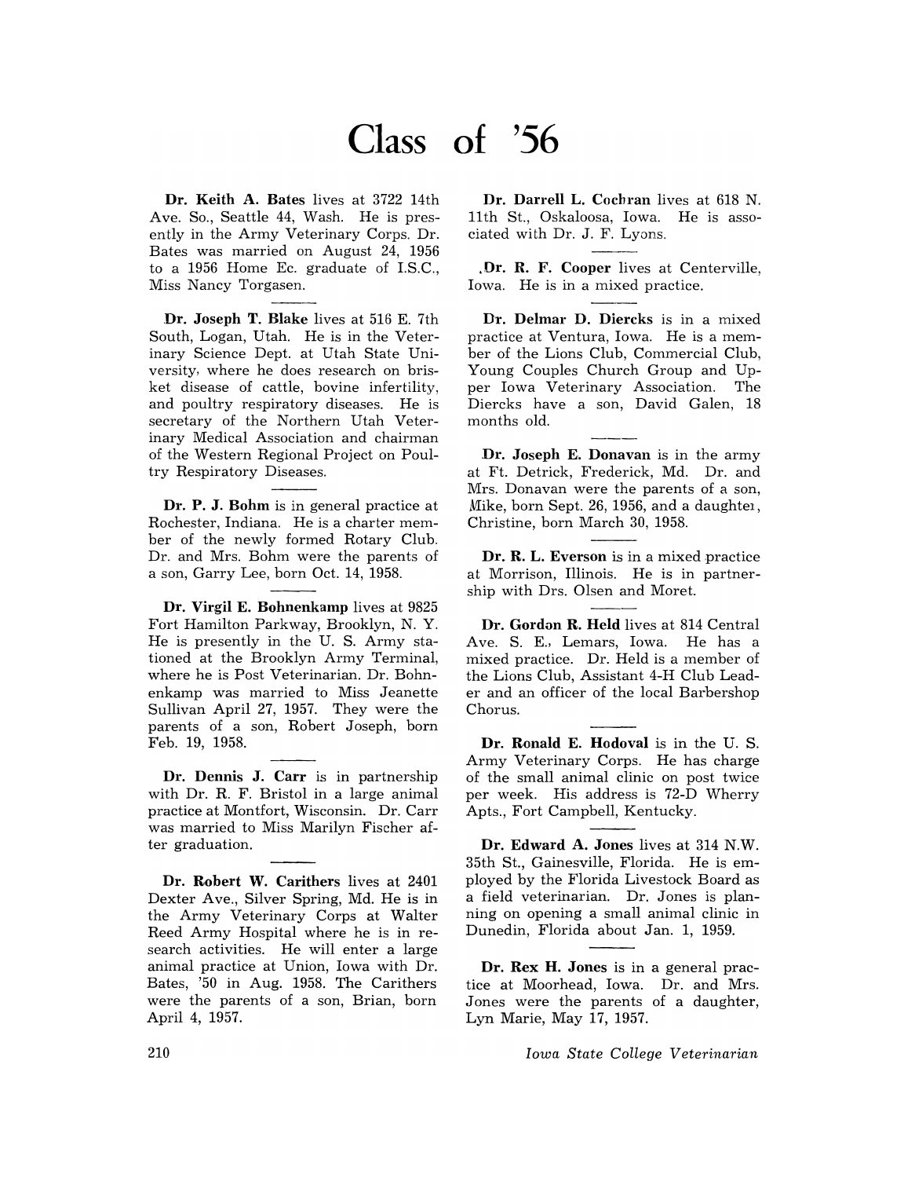# Class of '56

**Dr. Keith A. Bates** lives at 3722 14th Ave. So., Seattle 44, Wash. He is presently in the Army Veterinary Corps. Dr. Bates was married on August 24, 1956 to a 1956 Home Ec. graduate of I.S.C., Miss Nancy Torgasen.

---

**Dr. Joseph T. Blake** lives at 516 E. 7th South, Logan, Utah. He is in the Veterinary Science Dept. at Utah State University, where he does research on brisket disease of cattle, bovine infertility, and poultry respiratory diseases. He is secretary of the Northern Utah Veterinary Medical Association and chairman of the Western Regional Project on Poultry Respiratory Diseases.

---

**Dr. P. J. Bohm** is in general practice at Rochester, Indiana. He is a charter member of the newly formed Rotary Club. Dr. and Mrs. Bohm were the parents of a son, Garry Lee, born Oct. 14, 1958.

---

**Dr. Virgil E. Bohnenkamp** lives at 9825 Fort Hamilton Parkway, Brooklyn, N. Y. He is presently in the U. S. Army stationed at the Brooklyn Army Terminal, where he is Post Veterinarian. Dr. Bohnenkamp was married to Miss Jeanette Sullivan April 27, 1957. They were the parents of a son, Robert Joseph, born Feb. 19, 1958.

---

**Dr. Dennis J. Carr** is in partnership with Dr. R. F. Bristol in a large animal practice at Montfort, Wisconsin. Dr. Carr was married to Miss Marilyn Fischer after graduation.

---

**Dr. Robert W. Carithers** lives at 2401 Dexter Ave., Silver Spring, Md. He is in the Army Veterinary Corps at Walter Reed Army Hospital where he is in research activities. He will enter a large animal practice at Union, Iowa with Dr. Bates, '50 in Aug. 1958. The Carithers were the parents of a son, Brian, born April 4, 1957.

---

**Dr. Darrell L. Cochran** lives at 618 N. 11th St., Oskaloosa, Iowa. He is associated with Dr. J. F. Lyons.

---

**Dr. R. F. Cooper** lives at Centerville, Iowa. He is in a mixed practice.

---

**Dr. Delmar D. Diercks** is in a mixed practice at Ventura, Iowa. He is a member of the Lions Club, Commercial Club, Young Couples Church Group and Upper Iowa Veterinary Association. The Diercks have a son, David Galen, 18 months old.

---

**Dr. Joseph E. Donavan** is in the army at Ft. Detrick, Frederick, Md. Dr. and Mrs. Donavan were the parents of a son, Mike, born Sept. 26, 1956, and a daughter, Christine, born March 30, 1958.

---

**Dr. R. L. Everson** is in a mixed practice at Morrison, Illinois. He is in partnership with Drs. Olsen and Moret.

---

**Dr. Gordon R. Held** lives at 814 Central Ave. S. E., Lemars, Iowa. He has a mixed practice. Dr. Held is a member of the Lions Club, Assistant 4-H Club Leader and an officer of the local Barbershop Chorus.

---

**Dr. Ronald E. Hodoval** is in the U. S. Army Veterinary Corps. He has charge of the small animal clinic on post twice per week. His address is 72-D Wherry Apts., Fort Campbell, Kentucky.

---

**Dr. Edward A. Jones** lives at 314 N.W. 35th St., Gainesville, Florida. He is employed by the Florida Livestock Board as a field veterinarian. Dr. Jones is planning on opening a small animal clinic in Dunedin, Florida about Jan. 1, 1959.

---

**Dr. Rex H. Jones** is in a general practice at Moorhead, Iowa. Dr. and Mrs. Jones were the parents of a daughter, Lyn Marie, May 17, 1957.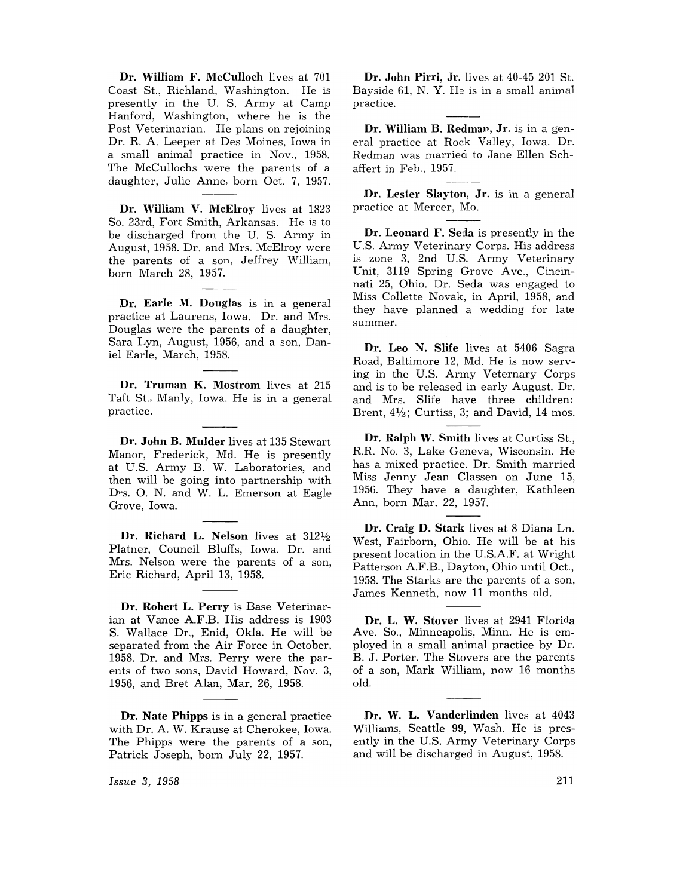**Dr. William F. McCulloch** lives at 701 Coast St., Richland, Washington. He is presently in the U. S. Army at Camp Hanford, Washington, where he is the Post Veterinarian. He plans on rejoining Dr. R. A. Leeper at Des Moines, Iowa in a small animal practice in Nov., 1958. The McCullochs were the parents of a daughter, Julie Anne, born Oct. 7, 1957.

---

**Dr. William V. McElroy** lives at 1823 So. 23rd, Fort Smith, Arkansas. He is to be discharged from the U. S. Army in August, 1958. Dr. and Mrs. McElroy were the parents of a son, Jeffrey William, born March 28, 1957.

---

**Dr. Earle M. Douglas** is in a general practice at Laurens, Iowa. Dr. and Mrs. Douglas were the parents of a daughter, Sara Lyn, August, 1956, and a son, Daniel Earle, March, 1958.

---

**Dr. Truman K. Mostrom** lives at 215 Taft St., Manly, Iowa. He is in a general practice.

---

**Dr. John B. Mulder** lives at 135 Stewart Manor, Frederick, Md. He is presently at U.S. Army B. W. Laboratories, and then will be going into partnership with Drs. O. N. and W. L. Emerson at Eagle Grove, Iowa.

---

**Dr. Richard L. Nelson** lives at 312½ Platner, Council Bluffs, Iowa. Dr. and Mrs. Nelson were the parents of a son, Eric Richard, April 13, 1958.

---

**Dr. Robert L. Perry** is Base Veterinarian at Vance A.F.B. His address is 1903 S. Wallace Dr., Enid, Okla. He will be separated from the Air Force in October, 1958. Dr. and Mrs. Perry were the parents of two sons, David Howard, Nov. 3, 1956, and Bret Alan, Mar. 26, 1958.

---

**Dr. Nate Phipps** is in a general practice with Dr. A. W. Krause at Cherokee, Iowa. The Phipps were the parents of a son, Patrick Joseph, born July 22, 1957.

---

**Dr. John Pirri, Jr.** lives at 40-45 201 St. Bayside 61, N. Y. He is in a small animal practice.

---

**Dr. William B. Redman, Jr.** is in a general practice at Rock Valley, Iowa. Dr. Redman was married to Jane Ellen Schaffert in Feb., 1957.

---

**Dr. Lester Slayton, Jr.** is in a general practice at Mercer, Mo.

---

**Dr. Leonard F. Seda** is presently in the U.S. Army Veterinary Corps. His address is zone 3, 2nd U.S. Army Veterinary Unit, 3119 Spring Grove Ave., Cincinnati 25, Ohio. Dr. Seda was engaged to Miss Collette Novak, in April, 1958, and they have planned a wedding for late summer.

---

**Dr. Leo N. Slife** lives at 5406 Sagra Road, Baltimore 12, Md. He is now serving in the U.S. Army Veternary Corps and is to be released in early August. Dr. and Mrs. Slife have three children: Brent, 4½; Curtiss, 3; and David, 14 mos.

---

**Dr. Ralph W. Smith** lives at Curtiss St., R.R. No. 3, Lake Geneva, Wisconsin. He has a mixed practice. Dr. Smith married Miss Jenny Jean Classen on June 15, 1956. They have a daughter, Kathleen Ann, born Mar. 22, 1957.

---

**Dr. Craig D. Stark** lives at 8 Diana Ln. West, Fairborn, Ohio. He will be at his present location in the U.S.A.F. at Wright Patterson A.F.B., Dayton, Ohio until Oct., 1958. The Starks are the parents of a son, James Kenneth, now 11 months old.

---

**Dr. L. W. Stover** lives at 2941 Florida Ave. So., Minneapolis, Minn. He is employed in a small animal practice by Dr. B. J. Porter. The Stovers are the parents of a son, Mark William, now 16 months old.

---

**Dr. W. L. Vanderlinden** lives at 4043 Williams, Seattle 99, Wash. He is presently in the U.S. Army Veterinary Corps and will be discharged in August, 1958.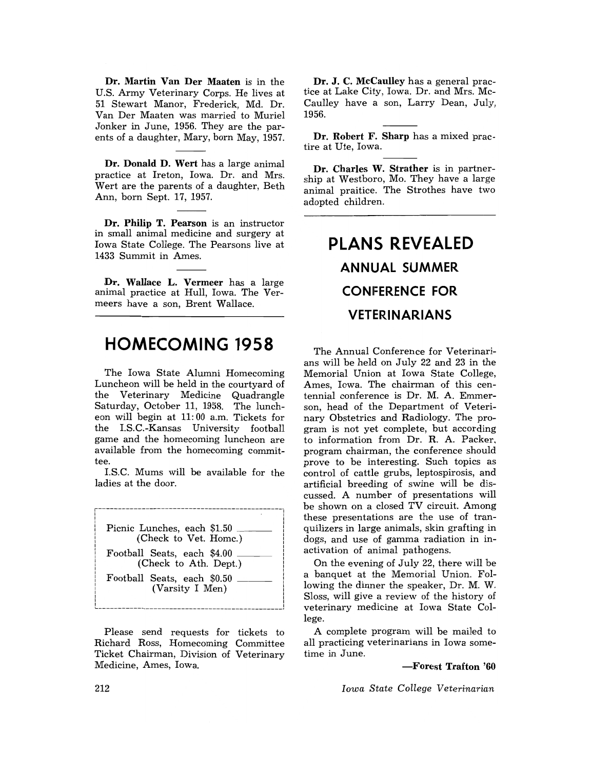**Dr. Martin Van Der Maaten** is in the U.S. Army Veterinary Corps. He lives at 51 Stewart Manor, Frederick, Md. Dr. Van Der Maaten was married to Muriel Jonker in June, 1956. They are the parents of a daughter, Mary, born May, 1957.

---

**Dr. Donald D. Wert** has a large animal practice at Ireton, Iowa. Dr. and Mrs. Wert are the parents of a daughter, Beth Ann, born Sept. 17, 1957.

---

**Dr. Philip T. Pearson** is an instructor in small animal medicine and surgery at Iowa State College. The Pearsons live at 1433 Summit in Ames.

---

**Dr. Wallace L. Vermeer** has a large animal practice at Hull, Iowa. The Vermeers have a son, Brent Wallace.

---

# HOMECOMING 1958

The Iowa State Alumni Homecoming Luncheon will be held in the courtyard of the Veterinary Medicine Quadrangle Saturday, October 11, 1958. The luncheon will begin at 11:00 a.m. Tickets for the I.S.C.-Kansas University football game and the homecoming luncheon are available from the homecoming committee.

I.S.C. Mums will be available for the ladies at the door.

Picnic Lunches, each $1.50 ______
(Check to Vet. Homc.)

Football Seats, each $4.00 ______
(Check to Ath. Dept.)

Football Seats, each $0.50 ______
(Varsity I Men)

Please send requests for tickets to Richard Ross, Homecoming Committee Ticket Chairman, Division of Veterinary Medicine, Ames, Iowa.

**Dr. J. C. McCaulley** has a general practice at Lake City, Iowa. Dr. and Mrs. McCaulley have a son, Larry Dean, July, 1956.

---

**Dr. Robert F. Sharp** has a mixed practire at Ute, Iowa.

---

**Dr. Charles W. Strather** is in partnership at Westboro, Mo. They have a large animal praitice. The Strothes have two adopted children.

---

# PLANS REVEALED

## ANNUAL SUMMER CONFERENCE FOR VETERINARIANS

The Annual Conference for Veterinarians will be held on July 22 and 23 in the Memorial Union at Iowa State College, Ames, Iowa. The chairman of this centennial conference is Dr. M. A. Emmerson, head of the Department of Veterinary Obstetrics and Radiology. The program is not yet complete, but according to information from Dr. R. A. Packer, program chairman, the conference should prove to be interesting. Such topics as control of cattle grubs, leptospirosis, and artificial breeding of swine will be discussed. A number of presentations will be shown on a closed TV circuit. Among these presentations are the use of tranquilizers in large animals, skin grafting in dogs, and use of gamma radiation in inactivation of animal pathogens.

On the evening of July 22, there will be a banquet at the Memorial Union. Following the dinner the speaker, Dr. M. W. Sloss, will give a review of the history of veterinary medicine at Iowa State College.

A complete program will be mailed to all practicing veterinarians in Iowa sometime in June.

**—Forest Trafton '60**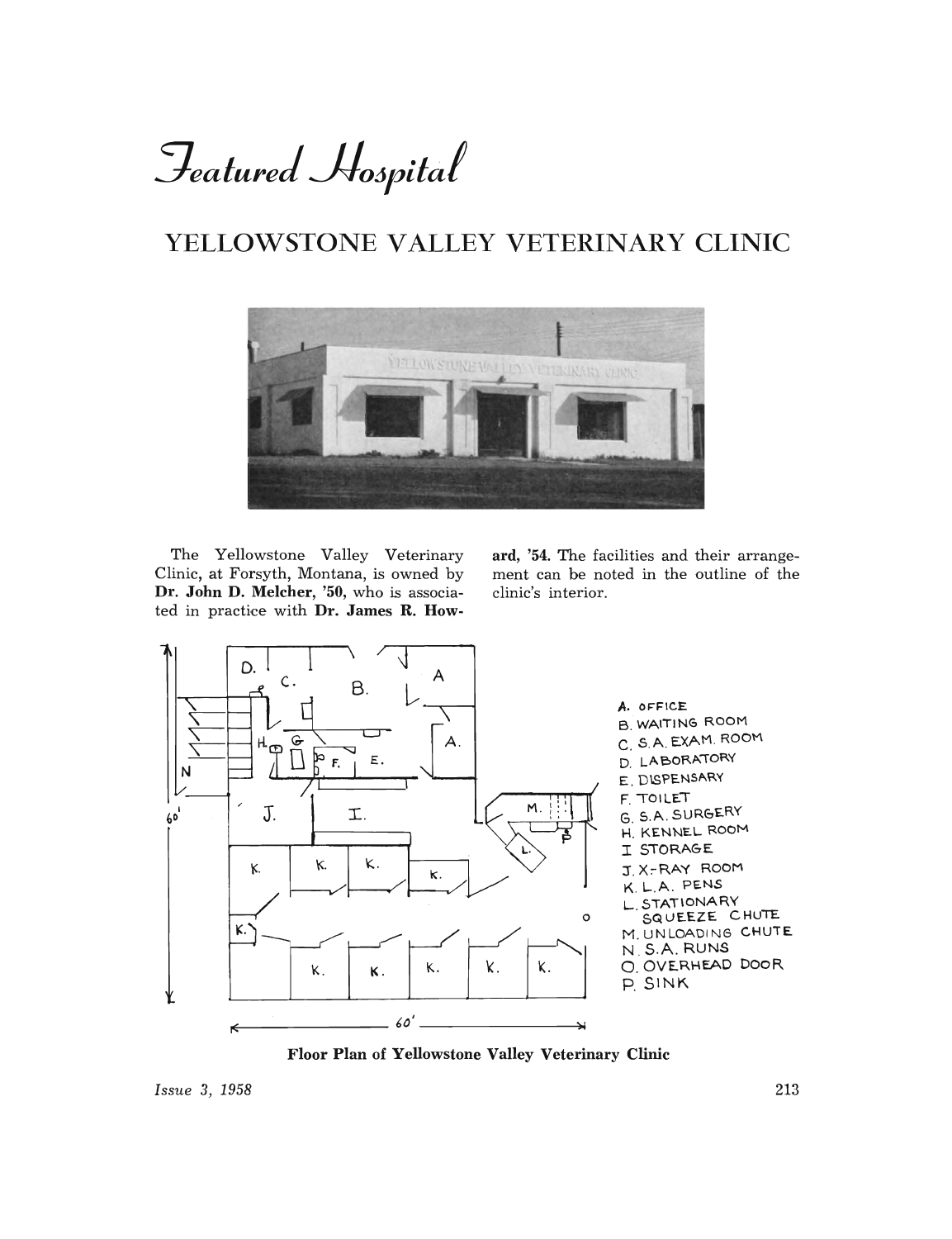# *Featured Hospital*

## YELLOWSTONE VALLEY VETERINARY CLINIC

The Yellowstone Valley Veterinary Clinic, at Forsyth, Montana, is owned by **Dr. John D. Melcher, '50,** who is associated in practice with **Dr. James R. Howard, '54.** The facilities and their arrangement can be noted in the outline of the clinic's interior.

A. OFFICE
B. WAITING ROOM
C. S.A. EXAM. ROOM
D. LABORATORY
E. DISPENSARY
F. TOILET
G. S.A. SURGERY
H. KENNEL ROOM
I. STORAGE
J. X-RAY ROOM
K. L.A. PENS
L. STATIONARY SQUEEZE CHUTE
M. UNLOADING CHUTE
N. S.A. RUNS
O. OVERHEAD DOOR
P. SINK

**Floor Plan of Yellowstone Valley Veterinary Clinic**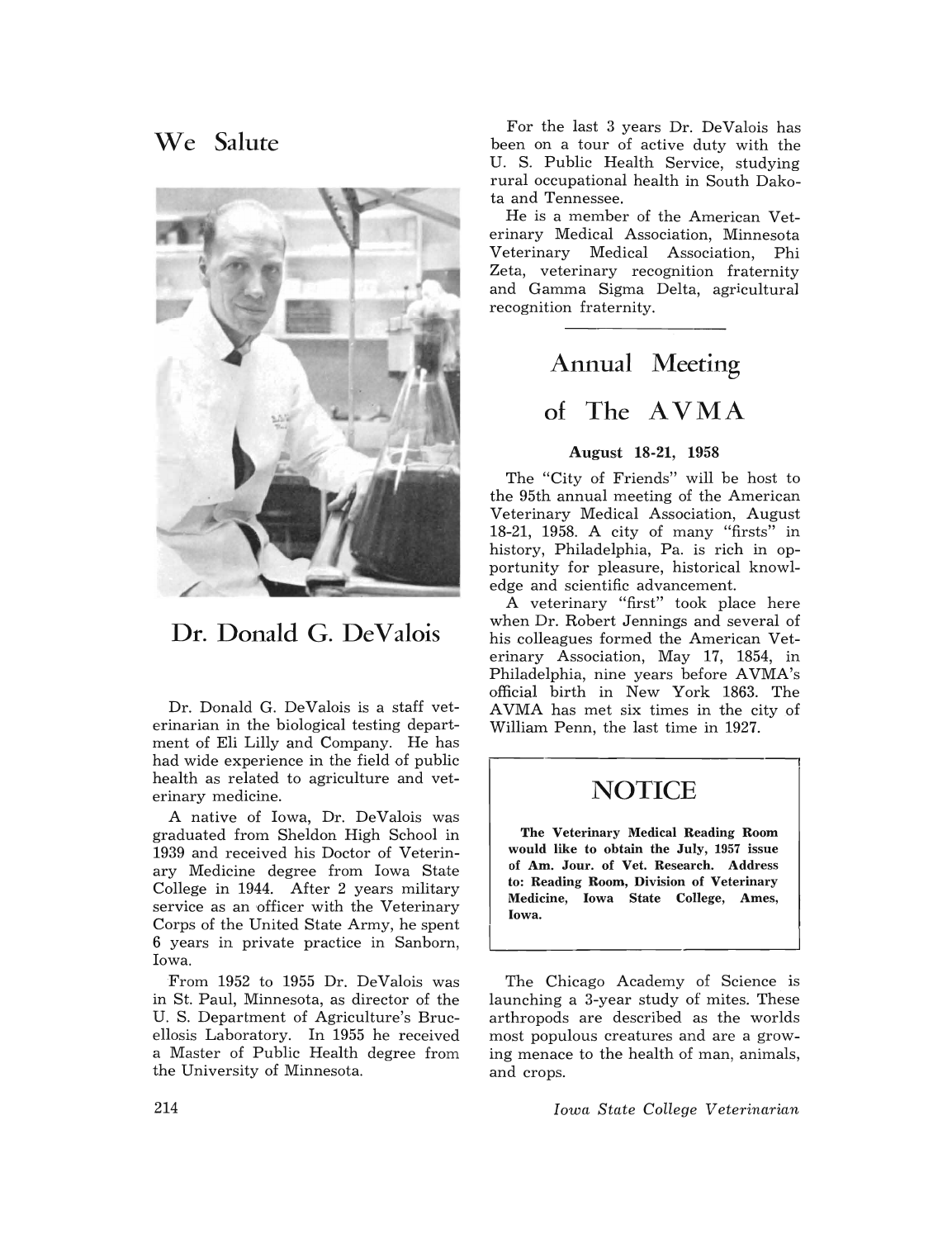# We Salute

## Dr. Donald G. DeValois

Dr. Donald G. DeValois is a staff veterinarian in the biological testing department of Eli Lilly and Company. He has had wide experience in the field of public health as related to agriculture and veterinary medicine.

A native of Iowa, Dr. DeValois was graduated from Sheldon High School in 1939 and received his Doctor of Veterinary Medicine degree from Iowa State College in 1944. After 2 years military service as an officer with the Veterinary Corps of the United State Army, he spent 6 years in private practice in Sanborn, Iowa.

From 1952 to 1955 Dr. DeValois was in St. Paul, Minnesota, as director of the U. S. Department of Agriculture's Brucellosis Laboratory. In 1955 he received a Master of Public Health degree from the University of Minnesota.

For the last 3 years Dr. DeValois has been on a tour of active duty with the U. S. Public Health Service, studying rural occupational health in South Dakota and Tennessee.

He is a member of the American Veterinary Medical Association, Minnesota Veterinary Medical Association, Phi Zeta, veterinary recognition fraternity and Gamma Sigma Delta, agricultural recognition fraternity.

---

# Annual Meeting of The AVMA

**August 18-21, 1958**

The "City of Friends" will be host to the 95th annual meeting of the American Veterinary Medical Association, August 18-21, 1958. A city of many "firsts" in history, Philadelphia, Pa. is rich in opportunity for pleasure, historical knowledge and scientific advancement.

A veterinary "first" took place here when Dr. Robert Jennings and several of his colleagues formed the American Veterinary Association, May 17, 1854, in Philadelphia, nine years before AVMA's official birth in New York 1863. The AVMA has met six times in the city of William Penn, the last time in 1927.

## NOTICE

**The Veterinary Medical Reading Room would like to obtain the July, 1957 issue of Am. Jour. of Vet. Research. Address to: Reading Room, Division of Veterinary Medicine, Iowa State College, Ames, Iowa.**

The Chicago Academy of Science is launching a 3-year study of mites. These arthropods are described as the worlds most populous creatures and are a growing menace to the health of man, animals, and crops.